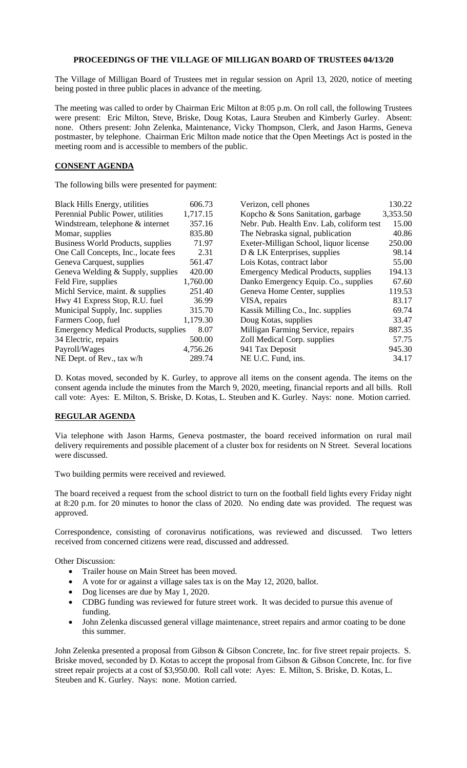**PROCEEDINGS OF THE VILLAGE OF MILLIGAN BOARD OF TRUSTEES 04/13/20**

The Village of Milligan Board of Trustees met in regular session on April 13, 2020, notice of meeting being posted in three public places in advance of the meeting.

The meeting was called to order by Chairman Eric Milton at 8:05 p.m. On roll call, the following Trustees were present: Eric Milton, Steve, Briske, Doug Kotas, Laura Steuben and Kimberly Gurley. Absent: none. Others present: John Zelenka, Maintenance, Vicky Thompson, Clerk, and Jason Harms, Geneva postmaster, by telephone. Chairman Eric Milton made notice that the Open Meetings Act is posted in the meeting room and is accessible to members of the public.

## CONSENT AGENDA

The following bills were presented for payment:

| | | | |
|---|---|---|---|
| Black Hills Energy, utilities | 606.73 | Verizon, cell phones | 130.22 |
| Perennial Public Power, utilities | 1,717.15 | Kopcho & Sons Sanitation, garbage | 3,353.50 |
| Windstream, telephone & internet | 357.16 | Nebr. Pub. Health Env. Lab, coliform test | 15.00 |
| Momar, supplies | 835.80 | The Nebraska signal, publication | 40.86 |
| Business World Products, supplies | 71.97 | Exeter-Milligan School, liquor license | 250.00 |
| One Call Concepts, Inc., locate fees | 2.31 | D & LK Enterprises, supplies | 98.14 |
| Geneva Carquest, supplies | 561.47 | Lois Kotas, contract labor | 55.00 |
| Geneva Welding & Supply, supplies | 420.00 | Emergency Medical Products, supplies | 194.13 |
| Feld Fire, supplies | 1,760.00 | Danko Emergency Equip. Co., supplies | 67.60 |
| Michl Service, maint. & supplies | 251.40 | Geneva Home Center, supplies | 119.53 |
| Hwy 41 Express Stop, R.U. fuel | 36.99 | VISA, repairs | 83.17 |
| Municipal Supply, Inc. supplies | 315.70 | Kassik Milling Co., Inc. supplies | 69.74 |
| Farmers Coop, fuel | 1,179.30 | Doug Kotas, supplies | 33.47 |
| Emergency Medical Products, supplies | 8.07 | Milligan Farming Service, repairs | 887.35 |
| 34 Electric, repairs | 500.00 | Zoll Medical Corp. supplies | 57.75 |
| Payroll/Wages | 4,756.26 | 941 Tax Deposit | 945.30 |
| NE Dept. of Rev., tax w/h | 289.74 | NE U.C. Fund, ins. | 34.17 |

D. Kotas moved, seconded by K. Gurley, to approve all items on the consent agenda. The items on the consent agenda include the minutes from the March 9, 2020, meeting, financial reports and all bills. Roll call vote: Ayes: E. Milton, S. Briske, D. Kotas, L. Steuben and K. Gurley. Nays: none. Motion carried.

## REGULAR AGENDA

Via telephone with Jason Harms, Geneva postmaster, the board received information on rural mail delivery requirements and possible placement of a cluster box for residents on N Street. Several locations were discussed.

Two building permits were received and reviewed.

The board received a request from the school district to turn on the football field lights every Friday night at 8:20 p.m. for 20 minutes to honor the class of 2020. No ending date was provided. The request was approved.

Correspondence, consisting of coronavirus notifications, was reviewed and discussed. Two letters received from concerned citizens were read, discussed and addressed.

Other Discussion:

- Trailer house on Main Street has been moved.
- A vote for or against a village sales tax is on the May 12, 2020, ballot.
- Dog licenses are due by May 1, 2020.
- CDBG funding was reviewed for future street work. It was decided to pursue this avenue of funding.
- John Zelenka discussed general village maintenance, street repairs and armor coating to be done this summer.

John Zelenka presented a proposal from Gibson & Gibson Concrete, Inc. for five street repair projects. S. Briske moved, seconded by D. Kotas to accept the proposal from Gibson & Gibson Concrete, Inc. for five street repair projects at a cost of $3,950.00. Roll call vote: Ayes: E. Milton, S. Briske, D. Kotas, L. Steuben and K. Gurley. Nays: none. Motion carried.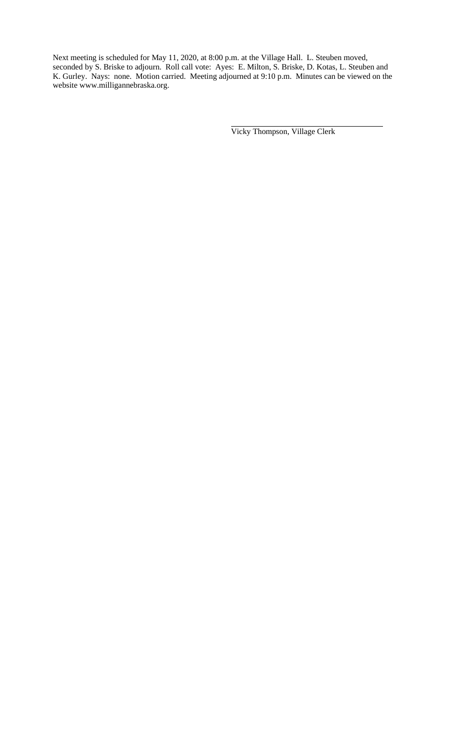Next meeting is scheduled for May 11, 2020, at 8:00 p.m. at the Village Hall. L. Steuben moved, seconded by S. Briske to adjourn. Roll call vote: Ayes: E. Milton, S. Briske, D. Kotas, L. Steuben and K. Gurley. Nays: none. Motion carried. Meeting adjourned at 9:10 p.m. Minutes can be viewed on the website www.millignanebraska.org.

\_\_\_\_\_\_\_\_\_\_\_\_\_\_\_\_\_\_\_\_\_\_\_\_\_\_\_\_\_\_\_\_\_\_\_\_

Vicky Thompson, Village Clerk